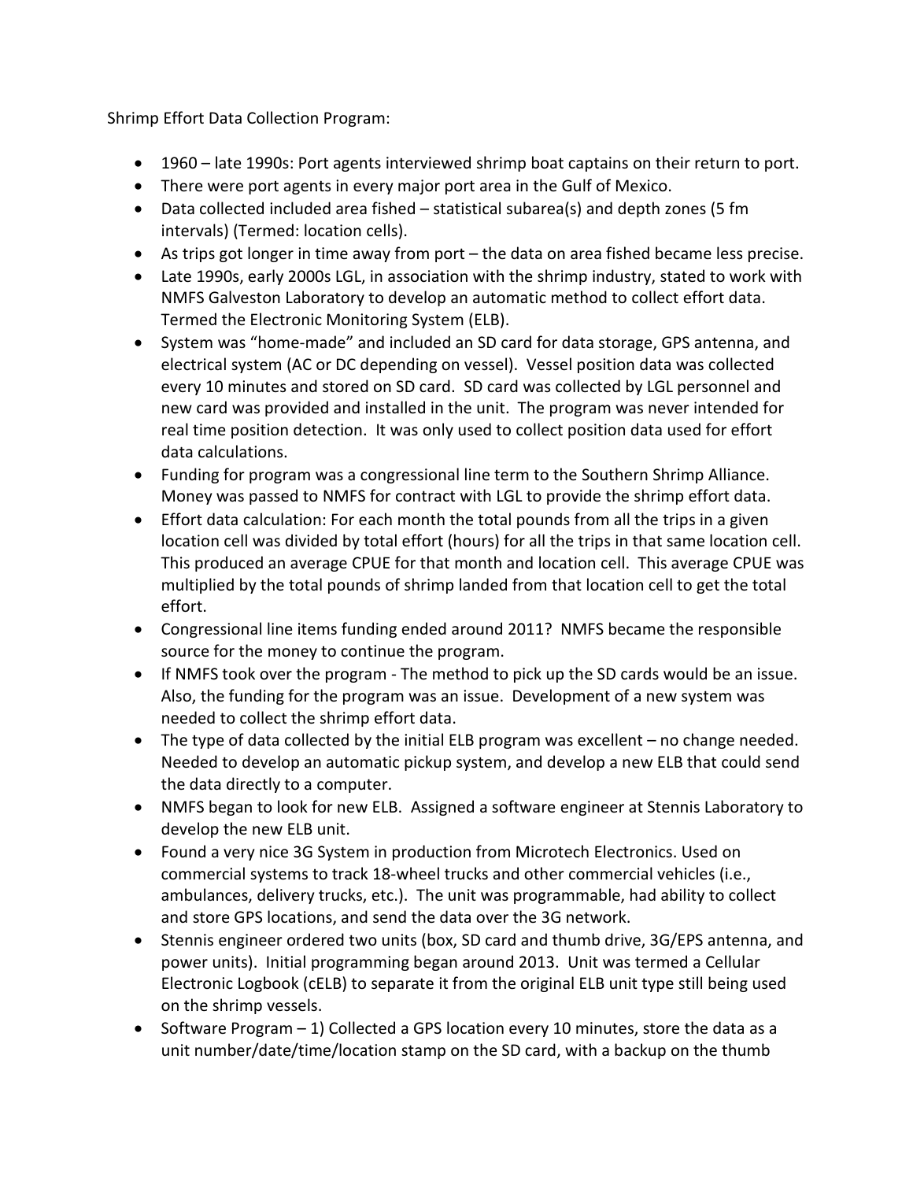Shrimp Effort Data Collection Program:

- 1960 – late 1990s: Port agents interviewed shrimp boat captains on their return to port.
- There were port agents in every major port area in the Gulf of Mexico.
- Data collected included area fished – statistical subarea(s) and depth zones (5 fm intervals) (Termed: location cells).
- As trips got longer in time away from port – the data on area fished became less precise.
- Late 1990s, early 2000s LGL, in association with the shrimp industry, stated to work with NMFS Galveston Laboratory to develop an automatic method to collect effort data. Termed the Electronic Monitoring System (ELB).
- System was "home-made" and included an SD card for data storage, GPS antenna, and electrical system (AC or DC depending on vessel). Vessel position data was collected every 10 minutes and stored on SD card. SD card was collected by LGL personnel and new card was provided and installed in the unit. The program was never intended for real time position detection. It was only used to collect position data used for effort data calculations.
- Funding for program was a congressional line term to the Southern Shrimp Alliance. Money was passed to NMFS for contract with LGL to provide the shrimp effort data.
- Effort data calculation: For each month the total pounds from all the trips in a given location cell was divided by total effort (hours) for all the trips in that same location cell. This produced an average CPUE for that month and location cell. This average CPUE was multiplied by the total pounds of shrimp landed from that location cell to get the total effort.
- Congressional line items funding ended around 2011? NMFS became the responsible source for the money to continue the program.
- If NMFS took over the program - The method to pick up the SD cards would be an issue. Also, the funding for the program was an issue. Development of a new system was needed to collect the shrimp effort data.
- The type of data collected by the initial ELB program was excellent – no change needed. Needed to develop an automatic pickup system, and develop a new ELB that could send the data directly to a computer.
- NMFS began to look for new ELB. Assigned a software engineer at Stennis Laboratory to develop the new ELB unit.
- Found a very nice 3G System in production from Microtech Electronics. Used on commercial systems to track 18-wheel trucks and other commercial vehicles (i.e., ambulances, delivery trucks, etc.). The unit was programmable, had ability to collect and store GPS locations, and send the data over the 3G network.
- Stennis engineer ordered two units (box, SD card and thumb drive, 3G/EPS antenna, and power units). Initial programming began around 2013. Unit was termed a Cellular Electronic Logbook (cELB) to separate it from the original ELB unit type still being used on the shrimp vessels.
- Software Program – 1) Collected a GPS location every 10 minutes, store the data as a unit number/date/time/location stamp on the SD card, with a backup on the thumb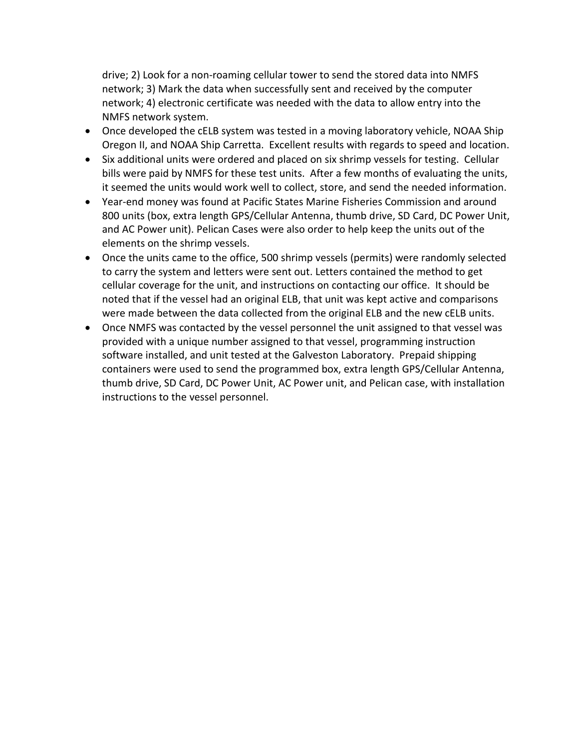drive; 2) Look for a non-roaming cellular tower to send the stored data into NMFS network; 3) Mark the data when successfully sent and received by the computer network; 4) electronic certificate was needed with the data to allow entry into the NMFS network system.

- Once developed the cELB system was tested in a moving laboratory vehicle, NOAA Ship Oregon II, and NOAA Ship Carretta. Excellent results with regards to speed and location.
- Six additional units were ordered and placed on six shrimp vessels for testing. Cellular bills were paid by NMFS for these test units. After a few months of evaluating the units, it seemed the units would work well to collect, store, and send the needed information.
- Year-end money was found at Pacific States Marine Fisheries Commission and around 800 units (box, extra length GPS/Cellular Antenna, thumb drive, SD Card, DC Power Unit, and AC Power unit). Pelican Cases were also order to help keep the units out of the elements on the shrimp vessels.
- Once the units came to the office, 500 shrimp vessels (permits) were randomly selected to carry the system and letters were sent out. Letters contained the method to get cellular coverage for the unit, and instructions on contacting our office. It should be noted that if the vessel had an original ELB, that unit was kept active and comparisons were made between the data collected from the original ELB and the new cELB units.
- Once NMFS was contacted by the vessel personnel the unit assigned to that vessel was provided with a unique number assigned to that vessel, programming instruction software installed, and unit tested at the Galveston Laboratory. Prepaid shipping containers were used to send the programmed box, extra length GPS/Cellular Antenna, thumb drive, SD Card, DC Power Unit, AC Power unit, and Pelican case, with installation instructions to the vessel personnel.